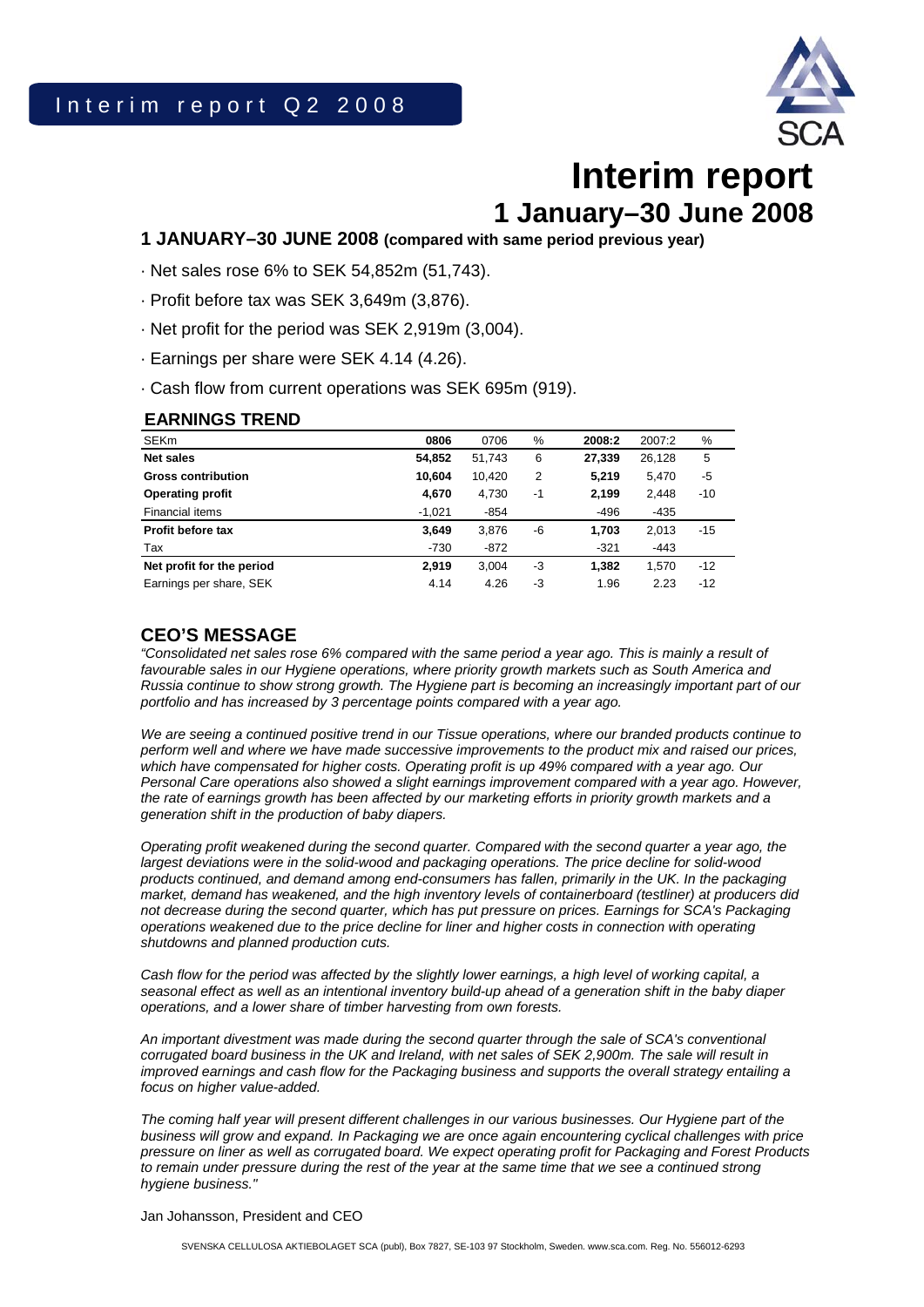# Interim report

## 1 January–30 June 2008

### 1 JANUARY–30 JUNE 2008 (compared with same period previous year)

- Net sales rose 6% to SEK 54,852m (51,743).
- Profit before tax was SEK 3,649m (3,876).
- Net profit for the period was SEK 2,919m (3,004).
- Earnings per share were SEK 4.14 (4.26).
- Cash flow from current operations was SEK 695m (919).

### EARNINGS TREND

| SEKm | 0806 | 0706 | % | 2008:2 | 2007:2 | % |
|---|---|---|---|---|---|---|
| **Net sales** | **54,852** | 51,743 | 6 | **27,339** | 26,128 | 5 |
| **Gross contribution** | **10,604** | 10,420 | 2 | **5,219** | 5,470 | -5 |
| **Operating profit** | **4,670** | 4,730 | -1 | **2,199** | 2,448 | -10 |
| Financial items | -1,021 | -854 | | -496 | -435 | |
| **Profit before tax** | **3,649** | 3,876 | -6 | **1,703** | 2,013 | -15 |
| Tax | -730 | -872 | | -321 | -443 | |
| **Net profit for the period** | **2,919** | 3,004 | -3 | **1,382** | 1,570 | -12 |
| Earnings per share, SEK | 4.14 | 4.26 | -3 | 1.96 | 2.23 | -12 |

### CEO'S MESSAGE

*"Consolidated net sales rose 6% compared with the same period a year ago. This is mainly a result of favourable sales in our Hygiene operations, where priority growth markets such as South America and Russia continue to show strong growth. The Hygiene part is becoming an increasingly important part of our portfolio and has increased by 3 percentage points compared with a year ago.*

*We are seeing a continued positive trend in our Tissue operations, where our branded products continue to perform well and where we have made successive improvements to the product mix and raised our prices, which have compensated for higher costs. Operating profit is up 49% compared with a year ago. Our Personal Care operations also showed a slight earnings improvement compared with a year ago. However, the rate of earnings growth has been affected by our marketing efforts in priority growth markets and a generation shift in the production of baby diapers.*

*Operating profit weakened during the second quarter. Compared with the second quarter a year ago, the largest deviations were in the solid-wood and packaging operations. The price decline for solid-wood products continued, and demand among end-consumers has fallen, primarily in the UK. In the packaging market, demand has weakened, and the high inventory levels of containerboard (testliner) at producers did not decrease during the second quarter, which has put pressure on prices. Earnings for SCA's Packaging operations weakened due to the price decline for liner and higher costs in connection with operating shutdowns and planned production cuts.*

*Cash flow for the period was affected by the slightly lower earnings, a high level of working capital, a seasonal effect as well as an intentional inventory build-up ahead of a generation shift in the baby diaper operations, and a lower share of timber harvesting from own forests.*

*An important divestment was made during the second quarter through the sale of SCA's conventional corrugated board business in the UK and Ireland, with net sales of SEK 2,900m. The sale will result in improved earnings and cash flow for the Packaging business and supports the overall strategy entailing a focus on higher value-added.*

*The coming half year will present different challenges in our various businesses. Our Hygiene part of the business will grow and expand. In Packaging we are once again encountering cyclical challenges with price pressure on liner as well as corrugated board. We expect operating profit for Packaging and Forest Products to remain under pressure during the rest of the year at the same time that we see a continued strong hygiene business."*

Jan Johansson, President and CEO

SVENSKA CELLULOSA AKTIEBOLAGET SCA (publ), Box 7827, SE-103 97 Stockholm, Sweden. www.sca.com. Reg. No. 556012-6293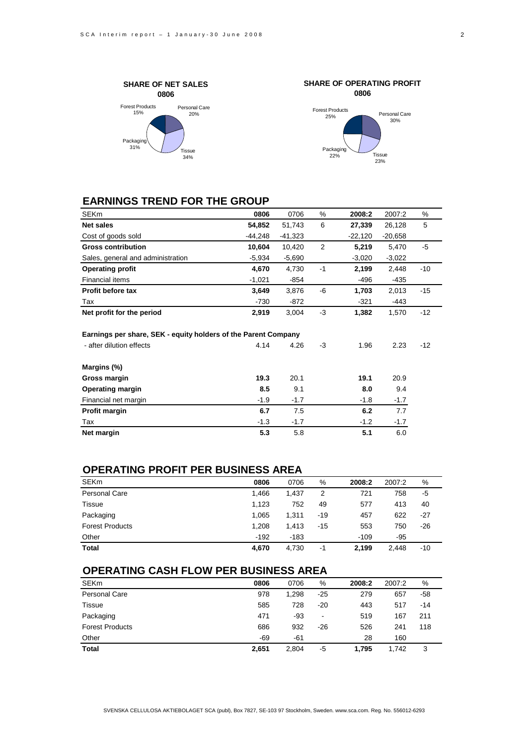**SHARE OF NET SALES 0806**

Forest Products 15%, Personal Care 20%, Packaging 31%, Tissue 34%

**SHARE OF OPERATING PROFIT 0806**

Forest Products 25%, Personal Care 30%, Packaging 22%, Tissue 23%

## EARNINGS TREND FOR THE GROUP

| SEKm | 0806 | 0706 | % | 2008:2 | 2007:2 | % |
|---|---|---|---|---|---|---|
| **Net sales** | **54,852** | 51,743 | 6 | **27,339** | 26,128 | 5 |
| Cost of goods sold | -44,248 | -41,323 | | -22,120 | -20,658 | |
| **Gross contribution** | **10,604** | 10,420 | 2 | **5,219** | 5,470 | -5 |
| Sales, general and administration | -5,934 | -5,690 | | -3,020 | -3,022 | |
| **Operating profit** | **4,670** | 4,730 | -1 | **2,199** | 2,448 | -10 |
| Financial items | -1,021 | -854 | | -496 | -435 | |
| **Profit before tax** | **3,649** | 3,876 | -6 | **1,703** | 2,013 | -15 |
| Tax | -730 | -872 | | -321 | -443 | |
| **Net profit for the period** | **2,919** | 3,004 | -3 | **1,382** | 1,570 | -12 |
| | | | | | | |
| **Earnings per share, SEK - equity holders of the Parent Company** | | | | | | |
| - after dilution effects | 4.14 | 4.26 | -3 | 1.96 | 2.23 | -12 |
| | | | | | | |
| **Margins (%)** | | | | | | |
| **Gross margin** | **19.3** | 20.1 | | **19.1** | 20.9 | |
| **Operating margin** | **8.5** | 9.1 | | **8.0** | 9.4 | |
| Financial net margin | -1.9 | -1.7 | | -1.8 | -1.7 | |
| **Profit margin** | **6.7** | 7.5 | | **6.2** | 7.7 | |
| Tax | -1.3 | -1.7 | | -1.2 | -1.7 | |
| **Net margin** | **5.3** | 5.8 | | **5.1** | 6.0 | |

## OPERATING PROFIT PER BUSINESS AREA

| SEKm | 0806 | 0706 | % | 2008:2 | 2007:2 | % |
|---|---|---|---|---|---|---|
| Personal Care | 1,466 | 1,437 | 2 | 721 | 758 | -5 |
| Tissue | 1,123 | 752 | 49 | 577 | 413 | 40 |
| Packaging | 1,065 | 1,311 | -19 | 457 | 622 | -27 |
| Forest Products | 1,208 | 1,413 | -15 | 553 | 750 | -26 |
| Other | -192 | -183 | | -109 | -95 | |
| **Total** | **4,670** | 4,730 | -1 | **2,199** | 2,448 | -10 |

## OPERATING CASH FLOW PER BUSINESS AREA

| SEKm | 0806 | 0706 | % | 2008:2 | 2007:2 | % |
|---|---|---|---|---|---|---|
| Personal Care | 978 | 1,298 | -25 | 279 | 657 | -58 |
| Tissue | 585 | 728 | -20 | 443 | 517 | -14 |
| Packaging | 471 | -93 | - | 519 | 167 | 211 |
| Forest Products | 686 | 932 | -26 | 526 | 241 | 118 |
| Other | -69 | -61 | | 28 | 160 | |
| **Total** | **2,651** | 2,804 | -5 | **1,795** | 1,742 | 3 |

SVENSKA CELLULOSA AKTIEBOLAGET SCA (publ), Box 7827, SE-103 97 Stockholm, Sweden. www.sca.com. Reg. No. 556012-6293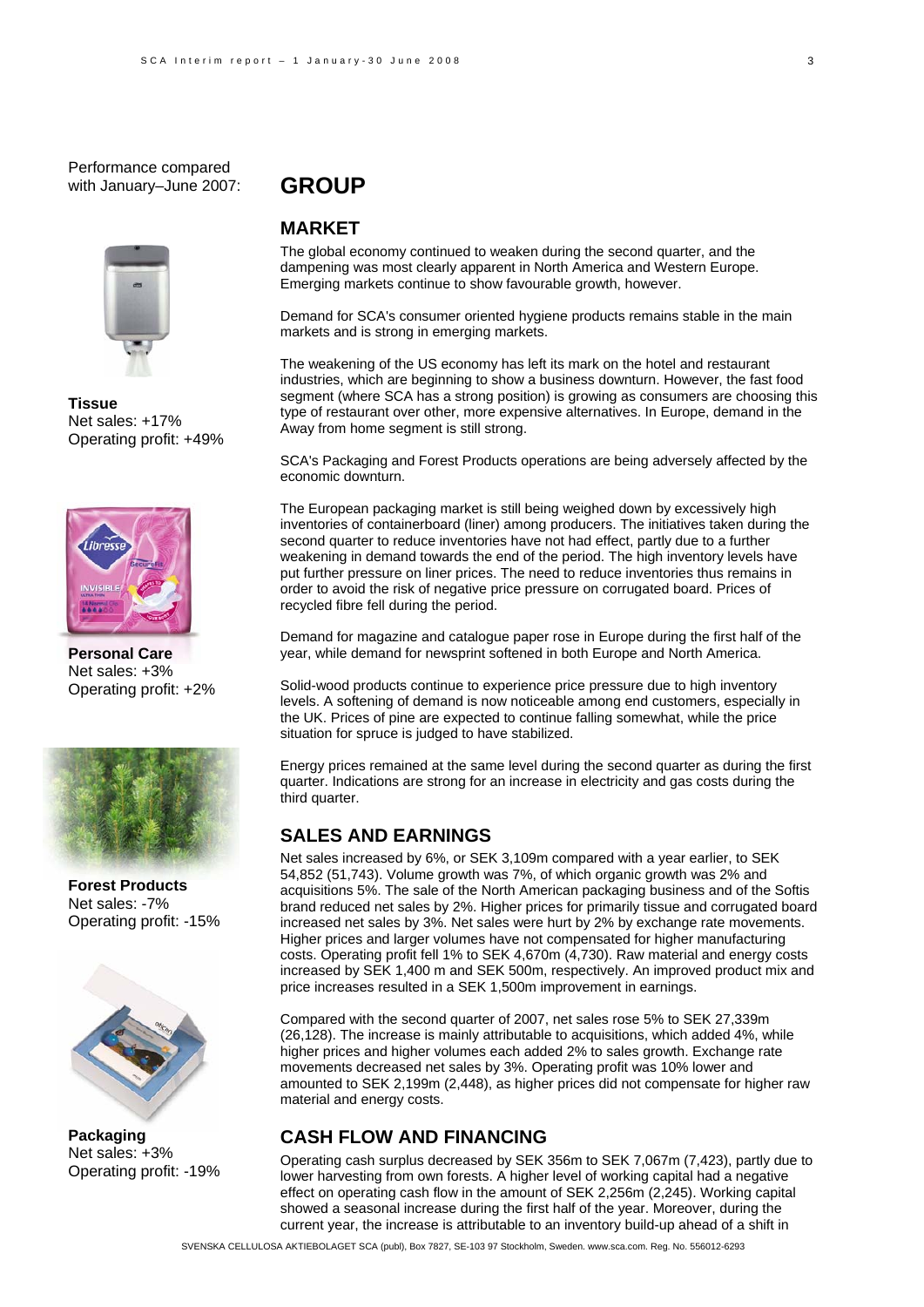Performance compared with January–June 2007:

**Tissue**
Net sales: +17%
Operating profit: +49%

**Personal Care**
Net sales: +3%
Operating profit: +2%

**Forest Products**
Net sales: -7%
Operating profit: -15%

**Packaging**
Net sales: +3%
Operating profit: -19%

# GROUP

## MARKET

The global economy continued to weaken during the second quarter, and the dampening was most clearly apparent in North America and Western Europe. Emerging markets continue to show favourable growth, however.

Demand for SCA's consumer oriented hygiene products remains stable in the main markets and is strong in emerging markets.

The weakening of the US economy has left its mark on the hotel and restaurant industries, which are beginning to show a business downturn. However, the fast food segment (where SCA has a strong position) is growing as consumers are choosing this type of restaurant over other, more expensive alternatives. In Europe, demand in the Away from home segment is still strong.

SCA's Packaging and Forest Products operations are being adversely affected by the economic downturn.

The European packaging market is still being weighed down by excessively high inventories of containerboard (liner) among producers. The initiatives taken during the second quarter to reduce inventories have not had effect, partly due to a further weakening in demand towards the end of the period. The high inventory levels have put further pressure on liner prices. The need to reduce inventories thus remains in order to avoid the risk of negative price pressure on corrugated board. Prices of recycled fibre fell during the period.

Demand for magazine and catalogue paper rose in Europe during the first half of the year, while demand for newsprint softened in both Europe and North America.

Solid-wood products continue to experience price pressure due to high inventory levels. A softening of demand is now noticeable among end customers, especially in the UK. Prices of pine are expected to continue falling somewhat, while the price situation for spruce is judged to have stabilized.

Energy prices remained at the same level during the second quarter as during the first quarter. Indications are strong for an increase in electricity and gas costs during the third quarter.

## SALES AND EARNINGS

Net sales increased by 6%, or SEK 3,109m compared with a year earlier, to SEK 54,852 (51,743). Volume growth was 7%, of which organic growth was 2% and acquisitions 5%. The sale of the North American packaging business and of the Softis brand reduced net sales by 2%. Higher prices for primarily tissue and corrugated board increased net sales by 3%. Net sales were hurt by 2% by exchange rate movements. Higher prices and larger volumes have not compensated for higher manufacturing costs. Operating profit fell 1% to SEK 4,670m (4,730). Raw material and energy costs increased by SEK 1,400 m and SEK 500m, respectively. An improved product mix and price increases resulted in a SEK 1,500m improvement in earnings.

Compared with the second quarter of 2007, net sales rose 5% to SEK 27,339m (26,128). The increase is mainly attributable to acquisitions, which added 4%, while higher prices and higher volumes each added 2% to sales growth. Exchange rate movements decreased net sales by 3%. Operating profit was 10% lower and amounted to SEK 2,199m (2,448), as higher prices did not compensate for higher raw material and energy costs.

## CASH FLOW AND FINANCING

Operating cash surplus decreased by SEK 356m to SEK 7,067m (7,423), partly due to lower harvesting from own forests. A higher level of working capital had a negative effect on operating cash flow in the amount of SEK 2,256m (2,245). Working capital showed a seasonal increase during the first half of the year. Moreover, during the current year, the increase is attributable to an inventory build-up ahead of a shift in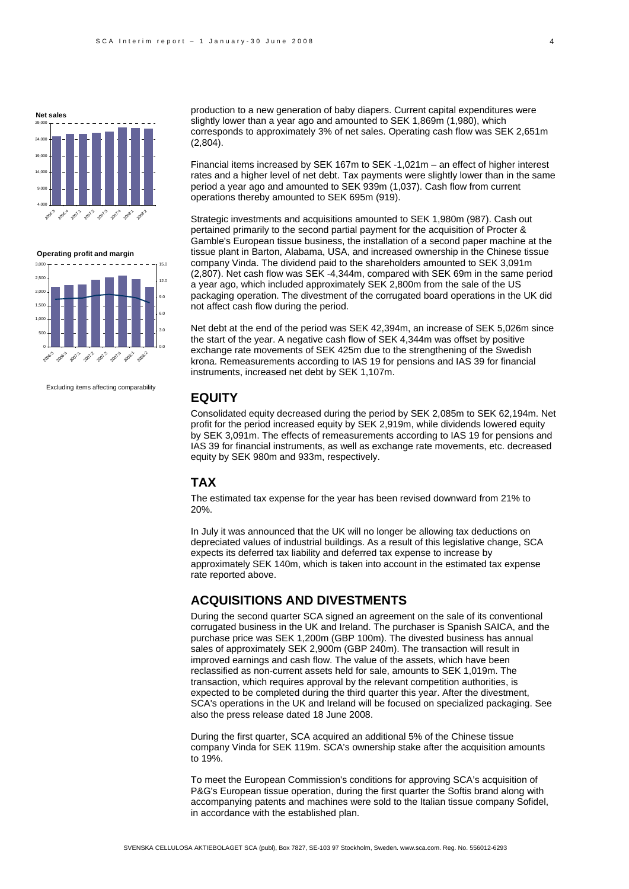**Net sales**

**Operating profit and margin**

Excluding items affecting comparability

production to a new generation of baby diapers. Current capital expenditures were slightly lower than a year ago and amounted to SEK 1,869m (1,980), which corresponds to approximately 3% of net sales. Operating cash flow was SEK 2,651m (2,804).

Financial items increased by SEK 167m to SEK -1,021m – an effect of higher interest rates and a higher level of net debt. Tax payments were slightly lower than in the same period a year ago and amounted to SEK 939m (1,037). Cash flow from current operations thereby amounted to SEK 695m (919).

Strategic investments and acquisitions amounted to SEK 1,980m (987). Cash out pertained primarily to the second partial payment for the acquisition of Procter & Gamble's European tissue business, the installation of a second paper machine at the tissue plant in Barton, Alabama, USA, and increased ownership in the Chinese tissue company Vinda. The dividend paid to the shareholders amounted to SEK 3,091m (2,807). Net cash flow was SEK -4,344m, compared with SEK 69m in the same period a year ago, which included approximately SEK 2,800m from the sale of the US packaging operation. The divestment of the corrugated board operations in the UK did not affect cash flow during the period.

Net debt at the end of the period was SEK 42,394m, an increase of SEK 5,026m since the start of the year. A negative cash flow of SEK 4,344m was offset by positive exchange rate movements of SEK 425m due to the strengthening of the Swedish krona. Remeasurements according to IAS 19 for pensions and IAS 39 for financial instruments, increased net debt by SEK 1,107m.

## EQUITY

Consolidated equity decreased during the period by SEK 2,085m to SEK 62,194m. Net profit for the period increased equity by SEK 2,919m, while dividends lowered equity by SEK 3,091m. The effects of remeasurements according to IAS 19 for pensions and IAS 39 for financial instruments, as well as exchange rate movements, etc. decreased equity by SEK 980m and 933m, respectively.

## TAX

The estimated tax expense for the year has been revised downward from 21% to 20%.

In July it was announced that the UK will no longer be allowing tax deductions on depreciated values of industrial buildings. As a result of this legislative change, SCA expects its deferred tax liability and deferred tax expense to increase by approximately SEK 140m, which is taken into account in the estimated tax expense rate reported above.

## ACQUISITIONS AND DIVESTMENTS

During the second quarter SCA signed an agreement on the sale of its conventional corrugated business in the UK and Ireland. The purchaser is Spanish SAICA, and the purchase price was SEK 1,200m (GBP 100m). The divested business has annual sales of approximately SEK 2,900m (GBP 240m). The transaction will result in improved earnings and cash flow. The value of the assets, which have been reclassified as non-current assets held for sale, amounts to SEK 1,019m. The transaction, which requires approval by the relevant competition authorities, is expected to be completed during the third quarter this year. After the divestment, SCA's operations in the UK and Ireland will be focused on specialized packaging. See also the press release dated 18 June 2008.

During the first quarter, SCA acquired an additional 5% of the Chinese tissue company Vinda for SEK 119m. SCA's ownership stake after the acquisition amounts to 19%.

To meet the European Commission's conditions for approving SCA's acquisition of P&G's European tissue operation, during the first quarter the Softis brand along with accompanying patents and machines were sold to the Italian tissue company Sofidel, in accordance with the established plan.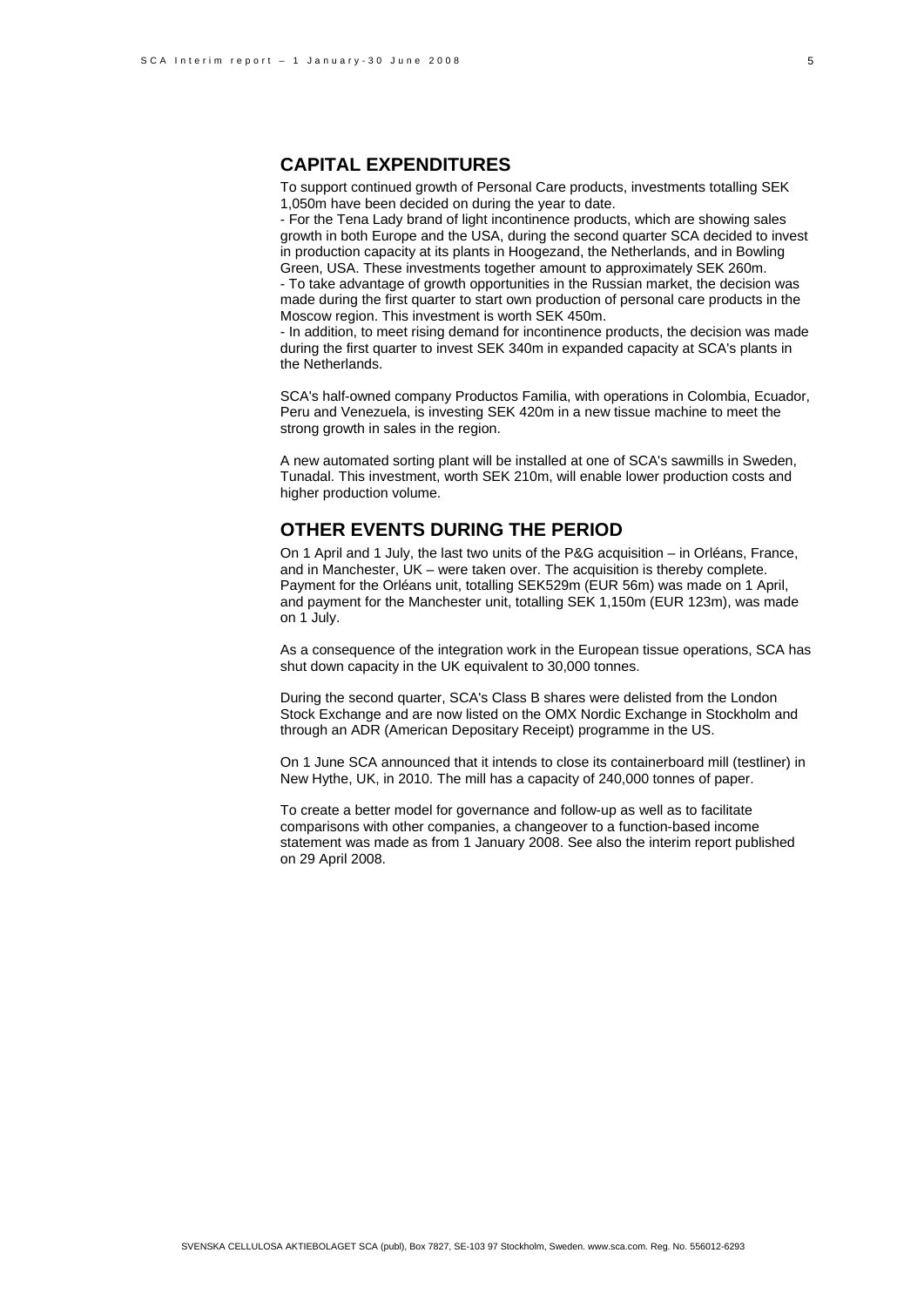## CAPITAL EXPENDITURES

To support continued growth of Personal Care products, investments totalling SEK 1,050m have been decided on during the year to date.

- For the Tena Lady brand of light incontinence products, which are showing sales growth in both Europe and the USA, during the second quarter SCA decided to invest in production capacity at its plants in Hoogezand, the Netherlands, and in Bowling Green, USA. These investments together amount to approximately SEK 260m.
- To take advantage of growth opportunities in the Russian market, the decision was made during the first quarter to start own production of personal care products in the Moscow region. This investment is worth SEK 450m.
- In addition, to meet rising demand for incontinence products, the decision was made during the first quarter to invest SEK 340m in expanded capacity at SCA's plants in the Netherlands.

SCA's half-owned company Productos Familia, with operations in Colombia, Ecuador, Peru and Venezuela, is investing SEK 420m in a new tissue machine to meet the strong growth in sales in the region.

A new automated sorting plant will be installed at one of SCA's sawmills in Sweden, Tunadal. This investment, worth SEK 210m, will enable lower production costs and higher production volume.

## OTHER EVENTS DURING THE PERIOD

On 1 April and 1 July, the last two units of the P&G acquisition – in Orléans, France, and in Manchester, UK – were taken over. The acquisition is thereby complete. Payment for the Orléans unit, totalling SEK529m (EUR 56m) was made on 1 April, and payment for the Manchester unit, totalling SEK 1,150m (EUR 123m), was made on 1 July.

As a consequence of the integration work in the European tissue operations, SCA has shut down capacity in the UK equivalent to 30,000 tonnes.

During the second quarter, SCA's Class B shares were delisted from the London Stock Exchange and are now listed on the OMX Nordic Exchange in Stockholm and through an ADR (American Depositary Receipt) programme in the US.

On 1 June SCA announced that it intends to close its containerboard mill (testliner) in New Hythe, UK, in 2010. The mill has a capacity of 240,000 tonnes of paper.

To create a better model for governance and follow-up as well as to facilitate comparisons with other companies, a changeover to a function-based income statement was made as from 1 January 2008. See also the interim report published on 29 April 2008.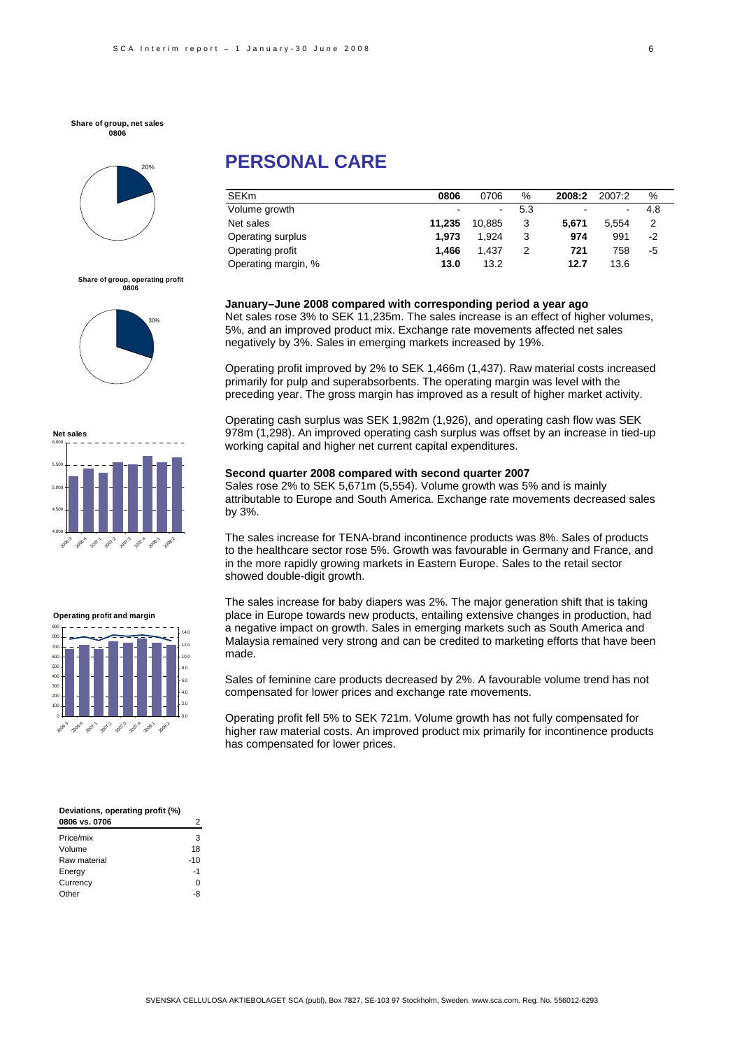# PERSONAL CARE

| SEKm | 0806 | 0706 | % | 2008:2 | 2007:2 | % |
|---|---|---|---|---|---|---|
| Volume growth | - | - | 5.3 | - | - | 4.8 |
| Net sales | **11,235** | 10,885 | 3 | **5,671** | 5,554 | 2 |
| Operating surplus | **1,973** | 1,924 | 3 | **974** | 991 | -2 |
| Operating profit | **1,466** | 1,437 | 2 | **721** | 758 | -5 |
| Operating margin, % | **13.0** | 13.2 | | **12.7** | 13.6 | |

**Share of group, net sales 0806**

20%

**Share of group, operating profit 0806**

30%

**Net sales**

**Operating profit and margin**

### January–June 2008 compared with corresponding period a year ago

Net sales rose 3% to SEK 11,235m. The sales increase is an effect of higher volumes, 5%, and an improved product mix. Exchange rate movements affected net sales negatively by 3%. Sales in emerging markets increased by 19%.

Operating profit improved by 2% to SEK 1,466m (1,437). Raw material costs increased primarily for pulp and superabsorbents. The operating margin was level with the preceding year. The gross margin has improved as a result of higher market activity.

Operating cash surplus was SEK 1,982m (1,926), and operating cash flow was SEK 978m (1,298). An improved operating cash surplus was offset by an increase in tied-up working capital and higher net current capital expenditures.

### Second quarter 2008 compared with second quarter 2007

Sales rose 2% to SEK 5,671m (5,554). Volume growth was 5% and is mainly attributable to Europe and South America. Exchange rate movements decreased sales by 3%.

The sales increase for TENA-brand incontinence products was 8%. Sales of products to the healthcare sector rose 5%. Growth was favourable in Germany and France, and in the more rapidly growing markets in Eastern Europe. Sales to the retail sector showed double-digit growth.

The sales increase for baby diapers was 2%. The major generation shift that is taking place in Europe towards new products, entailing extensive changes in production, had a negative impact on growth. Sales in emerging markets such as South America and Malaysia remained very strong and can be credited to marketing efforts that have been made.

Sales of feminine care products decreased by 2%. A favourable volume trend has not compensated for lower prices and exchange rate movements.

Operating profit fell 5% to SEK 721m. Volume growth has not fully compensated for higher raw material costs. An improved product mix primarily for incontinence products has compensated for lower prices.

**Deviations, operating profit (%)**

| 0806 vs. 0706 | 2 |
|---|---|
| Price/mix | 3 |
| Volume | 18 |
| Raw material | -10 |
| Energy | -1 |
| Currency | 0 |
| Other | -8 |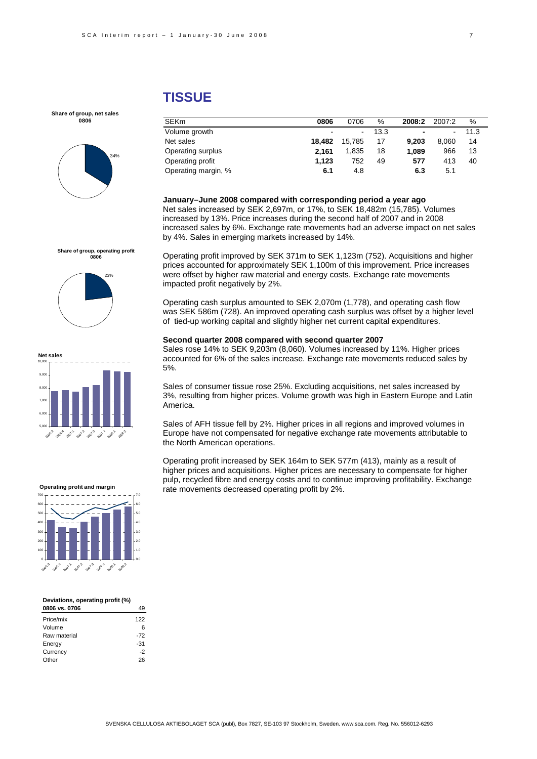# TISSUE

| SEKm | 0806 | 0706 | % | 2008:2 | 2007:2 | % |
|---|---|---|---|---|---|---|
| Volume growth | - | - | 13.3 | - | - | 11.3 |
| Net sales | **18,482** | 15,785 | 17 | **9,203** | 8,060 | 14 |
| Operating surplus | **2,161** | 1,835 | 18 | **1,089** | 966 | 13 |
| Operating profit | **1,123** | 752 | 49 | **577** | 413 | 40 |
| Operating margin, % | **6.1** | 4.8 | | **6.3** | 5.1 | |

**January–June 2008 compared with corresponding period a year ago**

Net sales increased by SEK 2,697m, or 17%, to SEK 18,482m (15,785). Volumes increased by 13%. Price increases during the second half of 2007 and in 2008 increased sales by 6%. Exchange rate movements had an adverse impact on net sales by 4%. Sales in emerging markets increased by 14%.

Operating profit improved by SEK 371m to SEK 1,123m (752). Acquisitions and higher prices accounted for approximately SEK 1,100m of this improvement. Price increases were offset by higher raw material and energy costs. Exchange rate movements impacted profit negatively by 2%.

Operating cash surplus amounted to SEK 2,070m (1,778), and operating cash flow was SEK 586m (728). An improved operating cash surplus was offset by a higher level of tied-up working capital and slightly higher net current capital expenditures.

**Second quarter 2008 compared with second quarter 2007**

Sales rose 14% to SEK 9,203m (8,060). Volumes increased by 11%. Higher prices accounted for 6% of the sales increase. Exchange rate movements reduced sales by 5%.

Sales of consumer tissue rose 25%. Excluding acquisitions, net sales increased by 3%, resulting from higher prices. Volume growth was high in Eastern Europe and Latin America.

Sales of AFH tissue fell by 2%. Higher prices in all regions and improved volumes in Europe have not compensated for negative exchange rate movements attributable to the North American operations.

Operating profit increased by SEK 164m to SEK 577m (413), mainly as a result of higher prices and acquisitions. Higher prices are necessary to compensate for higher pulp, recycled fibre and energy costs and to continue improving profitability. Exchange rate movements decreased operating profit by 2%.

**Share of group, net sales 0806**

34%

**Share of group, operating profit 0806**

23%

**Net sales**

**Operating profit and margin**

**Deviations, operating profit (%)**

| 0806 vs. 0706 | 49 |
|---|---|
| Price/mix | 122 |
| Volume | 6 |
| Raw material | -72 |
| Energy | -31 |
| Currency | -2 |
| Other | 26 |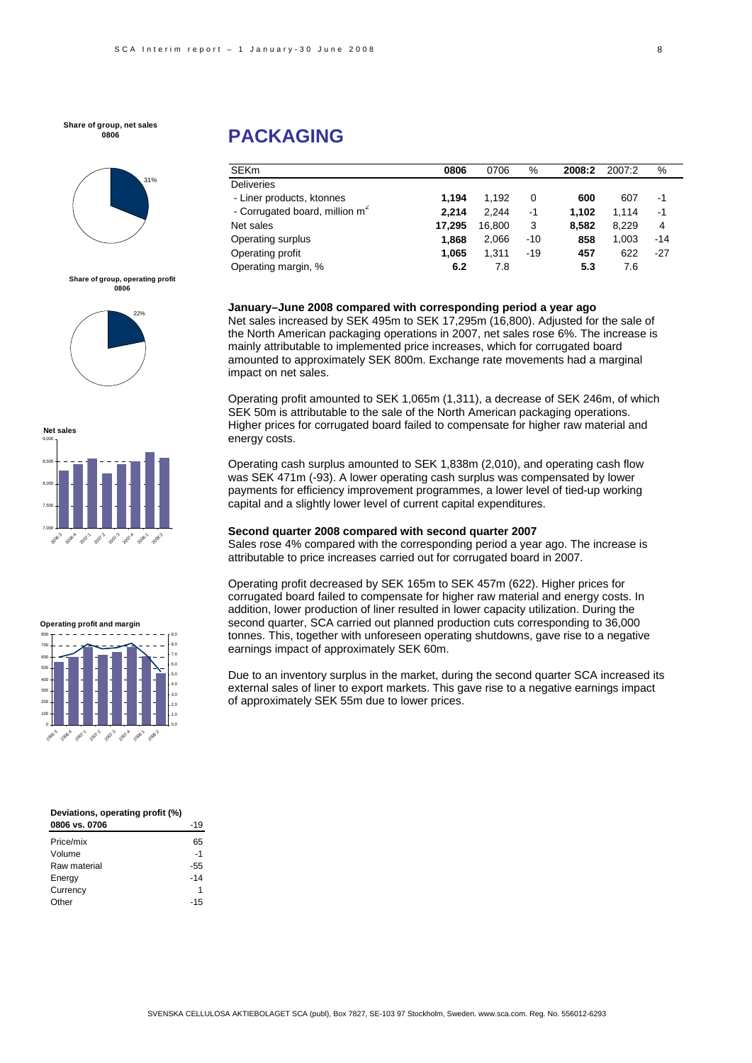Share of group, net sales 0806

31%

Share of group, operating profit 0806

22%

# PACKAGING

| SEKm | 0806 | 0706 | % | 2008:2 | 2007:2 | % |
|---|---|---|---|---|---|---|
| Deliveries | | | | | | |
| - Liner products, ktonnes | **1,194** | 1,192 | 0 | **600** | 607 | -1 |
| - Corrugated board, million m² | **2,214** | 2,244 | -1 | **1,102** | 1,114 | -1 |
| Net sales | **17,295** | 16,800 | 3 | **8,582** | 8,229 | 4 |
| Operating surplus | **1,868** | 2,066 | -10 | **858** | 1,003 | -14 |
| Operating profit | **1,065** | 1,311 | -19 | **457** | 622 | -27 |
| Operating margin, % | **6.2** | 7.8 | | **5.3** | 7.6 | |

**January–June 2008 compared with corresponding period a year ago**

Net sales increased by SEK 495m to SEK 17,295m (16,800). Adjusted for the sale of the North American packaging operations in 2007, net sales rose 6%. The increase is mainly attributable to implemented price increases, which for corrugated board amounted to approximately SEK 800m. Exchange rate movements had a marginal impact on net sales.

Operating profit amounted to SEK 1,065m (1,311), a decrease of SEK 246m, of which SEK 50m is attributable to the sale of the North American packaging operations. Higher prices for corrugated board failed to compensate for higher raw material and energy costs.

Operating cash surplus amounted to SEK 1,838m (2,010), and operating cash flow was SEK 471m (-93). A lower operating cash surplus was compensated by lower payments for efficiency improvement programmes, a lower level of tied-up working capital and a slightly lower level of current capital expenditures.

**Second quarter 2008 compared with second quarter 2007**

Sales rose 4% compared with the corresponding period a year ago. The increase is attributable to price increases carried out for corrugated board in 2007.

Operating profit decreased by SEK 165m to SEK 457m (622). Higher prices for corrugated board failed to compensate for higher raw material and energy costs. In addition, lower production of liner resulted in lower capacity utilization. During the second quarter, SCA carried out planned production cuts corresponding to 36,000 tonnes. This, together with unforeseen operating shutdowns, gave rise to a negative earnings impact of approximately SEK 60m.

Due to an inventory surplus in the market, during the second quarter SCA increased its external sales of liner to export markets. This gave rise to a negative earnings impact of approximately SEK 55m due to lower prices.

Net sales

Operating profit and margin

**Deviations, operating profit (%)**

| 0806 vs. 0706 | -19 |
|---|---|
| Price/mix | 65 |
| Volume | -1 |
| Raw material | -55 |
| Energy | -14 |
| Currency | 1 |
| Other | -15 |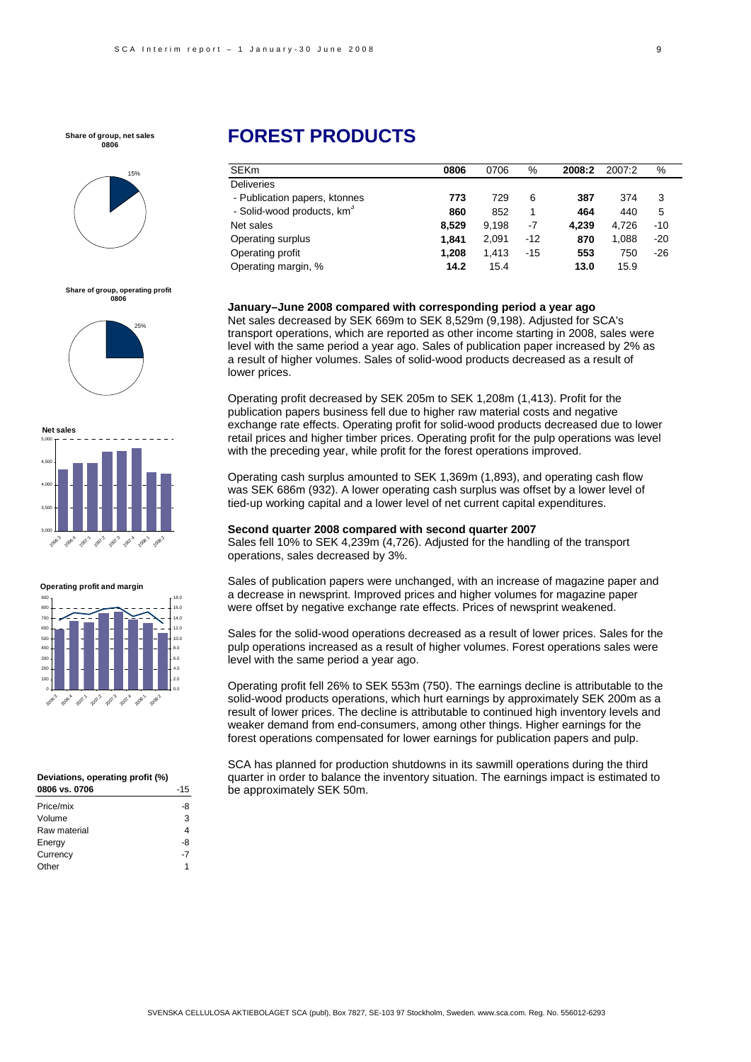# FOREST PRODUCTS

| SEKm | 0806 | 0706 | % | 2008:2 | 2007:2 | % |
|---|---|---|---|---|---|---|
| Deliveries | | | | | | |
| - Publication papers, ktonnes | **773** | 729 | 6 | **387** | 374 | 3 |
| - Solid-wood products, km³ | **860** | 852 | 1 | **464** | 440 | 5 |
| Net sales | **8,529** | 9,198 | -7 | **4,239** | 4,726 | -10 |
| Operating surplus | **1,841** | 2,091 | -12 | **870** | 1,088 | -20 |
| Operating profit | **1,208** | 1,413 | -15 | **553** | 750 | -26 |
| Operating margin, % | **14.2** | 15.4 | | **13.0** | 15.9 | |

**Share of group, net sales 0806**: 15%

**Share of group, operating profit 0806**: 25%

**Net sales**

**Operating profit and margin**

**Deviations, operating profit (%)**

| 0806 vs. 0706 | -15 |
|---|---|
| Price/mix | -8 |
| Volume | 3 |
| Raw material | 4 |
| Energy | -8 |
| Currency | -7 |
| Other | 1 |

**January–June 2008 compared with corresponding period a year ago**

Net sales decreased by SEK 669m to SEK 8,529m (9,198). Adjusted for SCA's transport operations, which are reported as other income starting in 2008, sales were level with the same period a year ago. Sales of publication paper increased by 2% as a result of higher volumes. Sales of solid-wood products decreased as a result of lower prices.

Operating profit decreased by SEK 205m to SEK 1,208m (1,413). Profit for the publication papers business fell due to higher raw material costs and negative exchange rate effects. Operating profit for solid-wood products decreased due to lower retail prices and higher timber prices. Operating profit for the pulp operations was level with the preceding year, while profit for the forest operations improved.

Operating cash surplus amounted to SEK 1,369m (1,893), and operating cash flow was SEK 686m (932). A lower operating cash surplus was offset by a lower level of tied-up working capital and a lower level of net current capital expenditures.

**Second quarter 2008 compared with second quarter 2007**

Sales fell 10% to SEK 4,239m (4,726). Adjusted for the handling of the transport operations, sales decreased by 3%.

Sales of publication papers were unchanged, with an increase of magazine paper and a decrease in newsprint. Improved prices and higher volumes for magazine paper were offset by negative exchange rate effects. Prices of newsprint weakened.

Sales for the solid-wood operations decreased as a result of lower prices. Sales for the pulp operations increased as a result of higher volumes. Forest operations sales were level with the same period a year ago.

Operating profit fell 26% to SEK 553m (750). The earnings decline is attributable to the solid-wood products operations, which hurt earnings by approximately SEK 200m as a result of lower prices. The decline is attributable to continued high inventory levels and weaker demand from end-consumers, among other things. Higher earnings for the forest operations compensated for lower earnings for publication papers and pulp.

SCA has planned for production shutdowns in its sawmill operations during the third quarter in order to balance the inventory situation. The earnings impact is estimated to be approximately SEK 50m.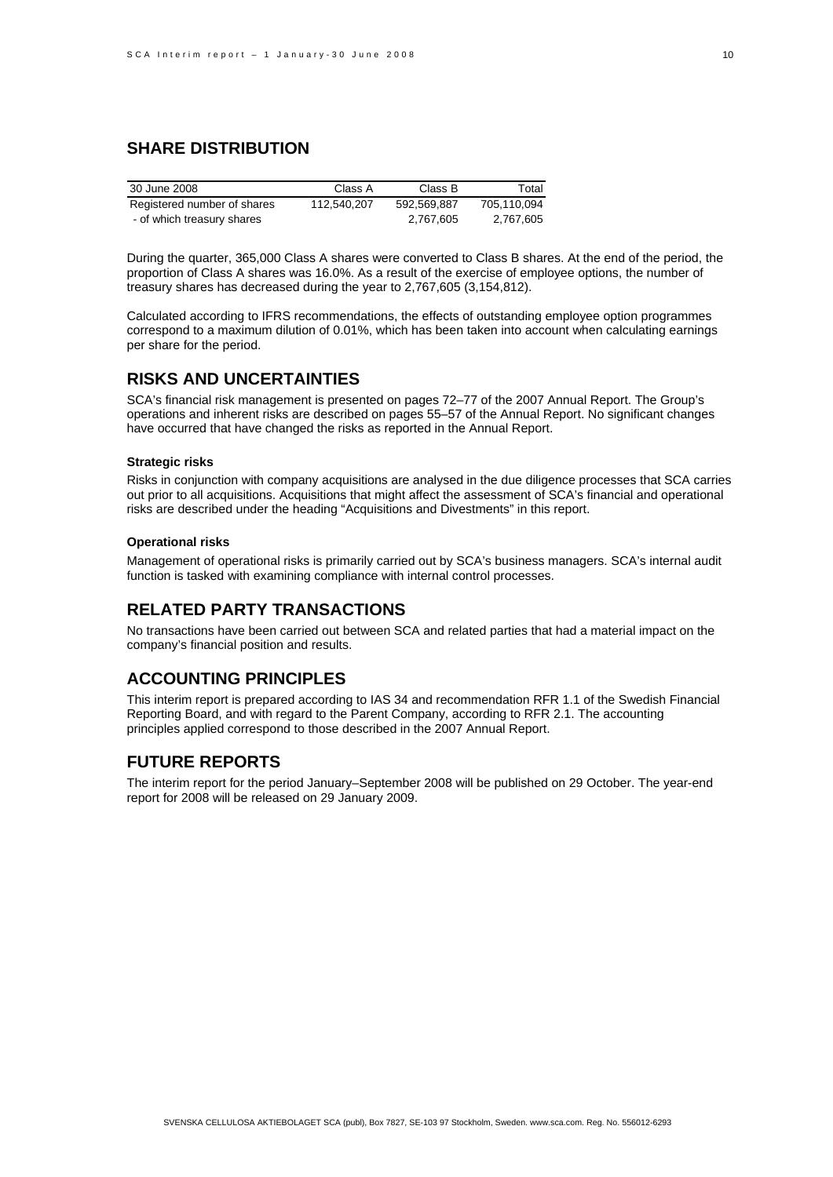## SHARE DISTRIBUTION

| 30 June 2008 | Class A | Class B | Total |
|---|---|---|---|
| Registered number of shares | 112,540,207 | 592,569,887 | 705,110,094 |
| - of which treasury shares | | 2,767,605 | 2,767,605 |

During the quarter, 365,000 Class A shares were converted to Class B shares. At the end of the period, the proportion of Class A shares was 16.0%. As a result of the exercise of employee options, the number of treasury shares has decreased during the year to 2,767,605 (3,154,812).

Calculated according to IFRS recommendations, the effects of outstanding employee option programmes correspond to a maximum dilution of 0.01%, which has been taken into account when calculating earnings per share for the period.

## RISKS AND UNCERTAINTIES

SCA's financial risk management is presented on pages 72–77 of the 2007 Annual Report. The Group's operations and inherent risks are described on pages 55–57 of the Annual Report. No significant changes have occurred that have changed the risks as reported in the Annual Report.

#### Strategic risks

Risks in conjunction with company acquisitions are analysed in the due diligence processes that SCA carries out prior to all acquisitions. Acquisitions that might affect the assessment of SCA's financial and operational risks are described under the heading "Acquisitions and Divestments" in this report.

#### Operational risks

Management of operational risks is primarily carried out by SCA's business managers. SCA's internal audit function is tasked with examining compliance with internal control processes.

## RELATED PARTY TRANSACTIONS

No transactions have been carried out between SCA and related parties that had a material impact on the company's financial position and results.

## ACCOUNTING PRINCIPLES

This interim report is prepared according to IAS 34 and recommendation RFR 1.1 of the Swedish Financial Reporting Board, and with regard to the Parent Company, according to RFR 2.1. The accounting principles applied correspond to those described in the 2007 Annual Report.

## FUTURE REPORTS

The interim report for the period January–September 2008 will be published on 29 October. The year-end report for 2008 will be released on 29 January 2009.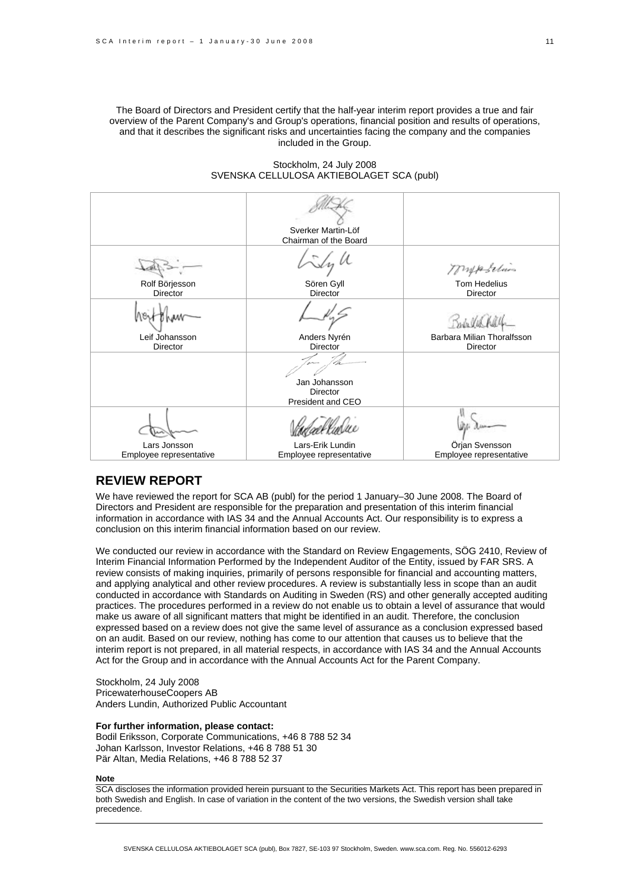The Board of Directors and President certify that the half-year interim report provides a true and fair overview of the Parent Company's and Group's operations, financial position and results of operations, and that it describes the significant risks and uncertainties facing the company and the companies included in the Group.

Stockholm, 24 July 2008
SVENSKA CELLULOSA AKTIEBOLAGET SCA (publ)

| | | |
|---|---|---|
| | Sverker Martin-Löf<br>Chairman of the Board | |
| Rolf Börjesson<br>Director | Sören Gyll<br>Director | Tom Hedelius<br>Director |
| Leif Johansson<br>Director | Anders Nyrén<br>Director | Barbara Milian Thoralfsson<br>Director |
| | Jan Johansson<br>Director<br>President and CEO | |
| Lars Jonsson<br>Employee representative | Lars-Erik Lundin<br>Employee representative | Örjan Svensson<br>Employee representative |

## REVIEW REPORT

We have reviewed the report for SCA AB (publ) for the period 1 January–30 June 2008. The Board of Directors and President are responsible for the preparation and presentation of this interim financial information in accordance with IAS 34 and the Annual Accounts Act. Our responsibility is to express a conclusion on this interim financial information based on our review.

We conducted our review in accordance with the Standard on Review Engagements, SÖG 2410, Review of Interim Financial Information Performed by the Independent Auditor of the Entity, issued by FAR SRS. A review consists of making inquiries, primarily of persons responsible for financial and accounting matters, and applying analytical and other review procedures. A review is substantially less in scope than an audit conducted in accordance with Standards on Auditing in Sweden (RS) and other generally accepted auditing practices. The procedures performed in a review do not enable us to obtain a level of assurance that would make us aware of all significant matters that might be identified in an audit. Therefore, the conclusion expressed based on a review does not give the same level of assurance as a conclusion expressed based on an audit. Based on our review, nothing has come to our attention that causes us to believe that the interim report is not prepared, in all material respects, in accordance with IAS 34 and the Annual Accounts Act for the Group and in accordance with the Annual Accounts Act for the Parent Company.

Stockholm, 24 July 2008
PricewaterhouseCoopers AB
Anders Lundin, Authorized Public Accountant

**For further information, please contact:**
Bodil Eriksson, Corporate Communications, +46 8 788 52 34
Johan Karlsson, Investor Relations, +46 8 788 51 30
Pär Altan, Media Relations, +46 8 788 52 37

**Note**

SCA discloses the information provided herein pursuant to the Securities Markets Act. This report has been prepared in both Swedish and English. In case of variation in the content of the two versions, the Swedish version shall take precedence.

SVENSKA CELLULOSA AKTIEBOLAGET SCA (publ), Box 7827, SE-103 97 Stockholm, Sweden. www.sca.com. Reg. No. 556012-6293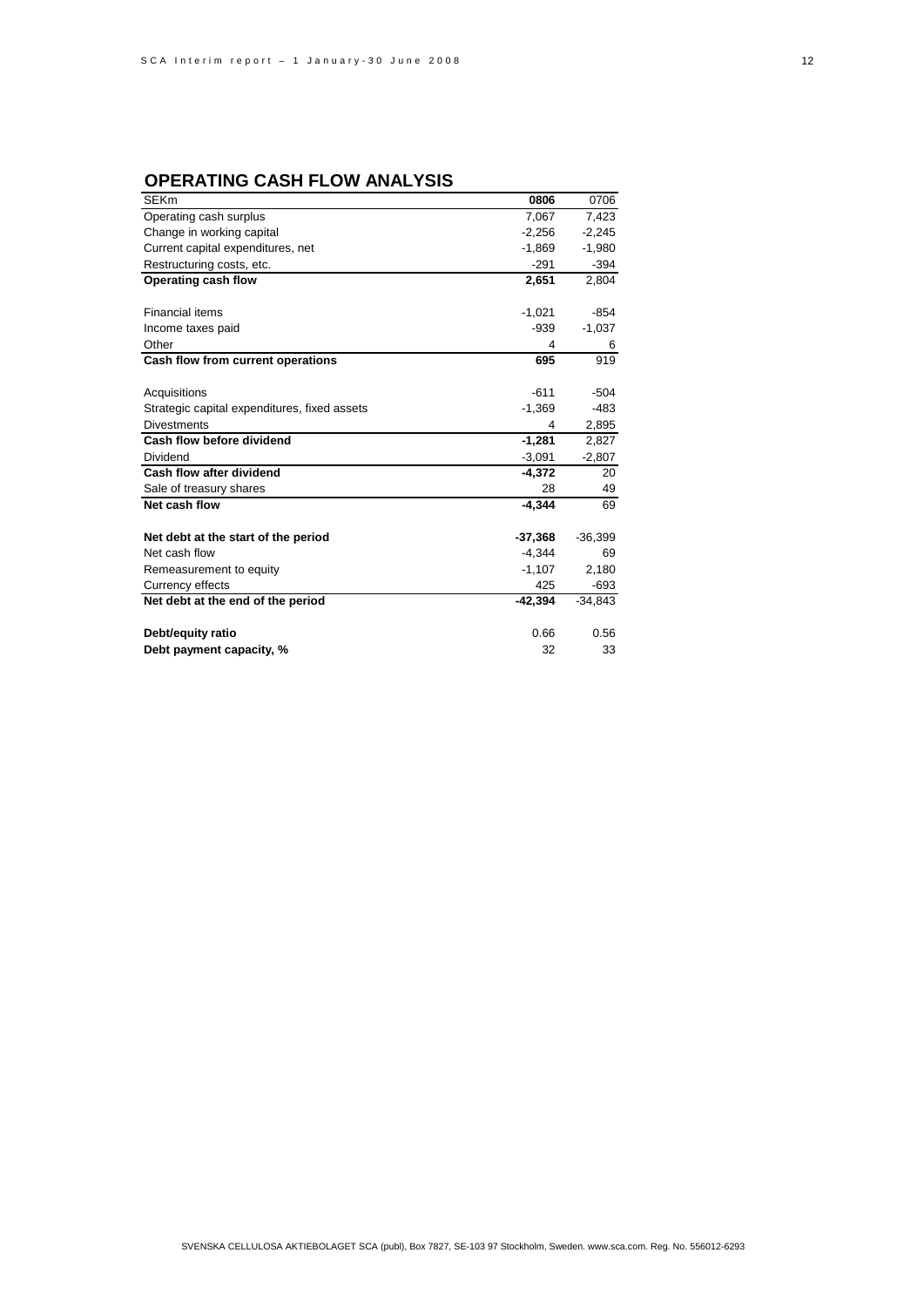## OPERATING CASH FLOW ANALYSIS

| SEKm | **0806** | 0706 |
|---|---|---|
| Operating cash surplus | 7,067 | 7,423 |
| Change in working capital | -2,256 | -2,245 |
| Current capital expenditures, net | -1,869 | -1,980 |
| Restructuring costs, etc. | -291 | -394 |
| **Operating cash flow** | **2,651** | 2,804 |
| | | |
| Financial items | -1,021 | -854 |
| Income taxes paid | -939 | -1,037 |
| Other | 4 | 6 |
| **Cash flow from current operations** | **695** | 919 |
| | | |
| Acquisitions | -611 | -504 |
| Strategic capital expenditures, fixed assets | -1,369 | -483 |
| Divestments | 4 | 2,895 |
| **Cash flow before dividend** | **-1,281** | 2,827 |
| Dividend | -3,091 | -2,807 |
| **Cash flow after dividend** | **-4,372** | 20 |
| Sale of treasury shares | 28 | 49 |
| **Net cash flow** | **-4,344** | 69 |
| | | |
| **Net debt at the start of the period** | **-37,368** | -36,399 |
| Net cash flow | -4,344 | 69 |
| Remeasurement to equity | -1,107 | 2,180 |
| Currency effects | 425 | -693 |
| **Net debt at the end of the period** | **-42,394** | -34,843 |
| | | |
| **Debt/equity ratio** | 0.66 | 0.56 |
| **Debt payment capacity, %** | 32 | 33 |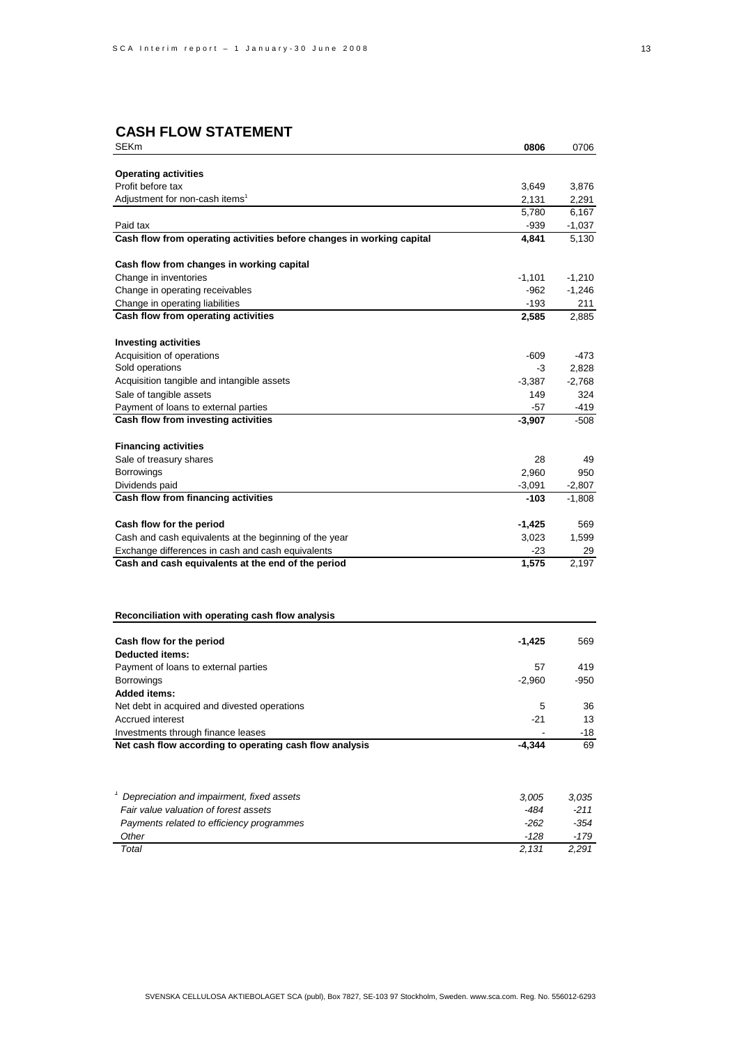## CASH FLOW STATEMENT

| SEKm | **0806** | 0706 |
|---|---|---|
| **Operating activities** | | |
| Profit before tax | 3,649 | 3,876 |
| Adjustment for non-cash items[1] | 2,131 | 2,291 |
| | 5,780 | 6,167 |
| Paid tax | -939 | -1,037 |
| **Cash flow from operating activities before changes in working capital** | **4,841** | 5,130 |
| | | |
| **Cash flow from changes in working capital** | | |
| Change in inventories | -1,101 | -1,210 |
| Change in operating receivables | -962 | -1,246 |
| Change in operating liabilities | -193 | 211 |
| **Cash flow from operating activities** | **2,585** | 2,885 |
| | | |
| **Investing activities** | | |
| Acquisition of operations | -609 | -473 |
| Sold operations | -3 | 2,828 |
| Acquisition tangible and intangible assets | -3,387 | -2,768 |
| Sale of tangible assets | 149 | 324 |
| Payment of loans to external parties | -57 | -419 |
| **Cash flow from investing activities** | **-3,907** | -508 |
| | | |
| **Financing activities** | | |
| Sale of treasury shares | 28 | 49 |
| Borrowings | 2,960 | 950 |
| Dividends paid | -3,091 | -2,807 |
| **Cash flow from financing activities** | **-103** | -1,808 |
| | | |
| **Cash flow for the period** | **-1,425** | 569 |
| Cash and cash equivalents at the beginning of the year | 3,023 | 1,599 |
| Exchange differences in cash and cash equivalents | -23 | 29 |
| **Cash and cash equivalents at the end of the period** | **1,575** | 2,197 |

**Reconciliation with operating cash flow analysis**

| | | |
|---|---|---|
| **Cash flow for the period** | **-1,425** | 569 |
| **Deducted items:** | | |
| Payment of loans to external parties | 57 | 419 |
| Borrowings | -2,960 | -950 |
| **Added items:** | | |
| Net debt in acquired and divested operations | 5 | 36 |
| Accrued interest | -21 | 13 |
| Investments through finance leases | - | -18 |
| **Net cash flow according to operating cash flow analysis** | **-4,344** | 69 |

| | | |
|---|---|---|
| *[1] Depreciation and impairment, fixed assets* | *3,005* | *3,035* |
| *Fair value valuation of forest assets* | *-484* | *-211* |
| *Payments related to efficiency programmes* | *-262* | *-354* |
| *Other* | *-128* | *-179* |
| *Total* | *2,131* | *2,291* |

SVENSKA CELLULOSA AKTIEBOLAGET SCA (publ), Box 7827, SE-103 97 Stockholm, Sweden. www.sca.com. Reg. No. 556012-6293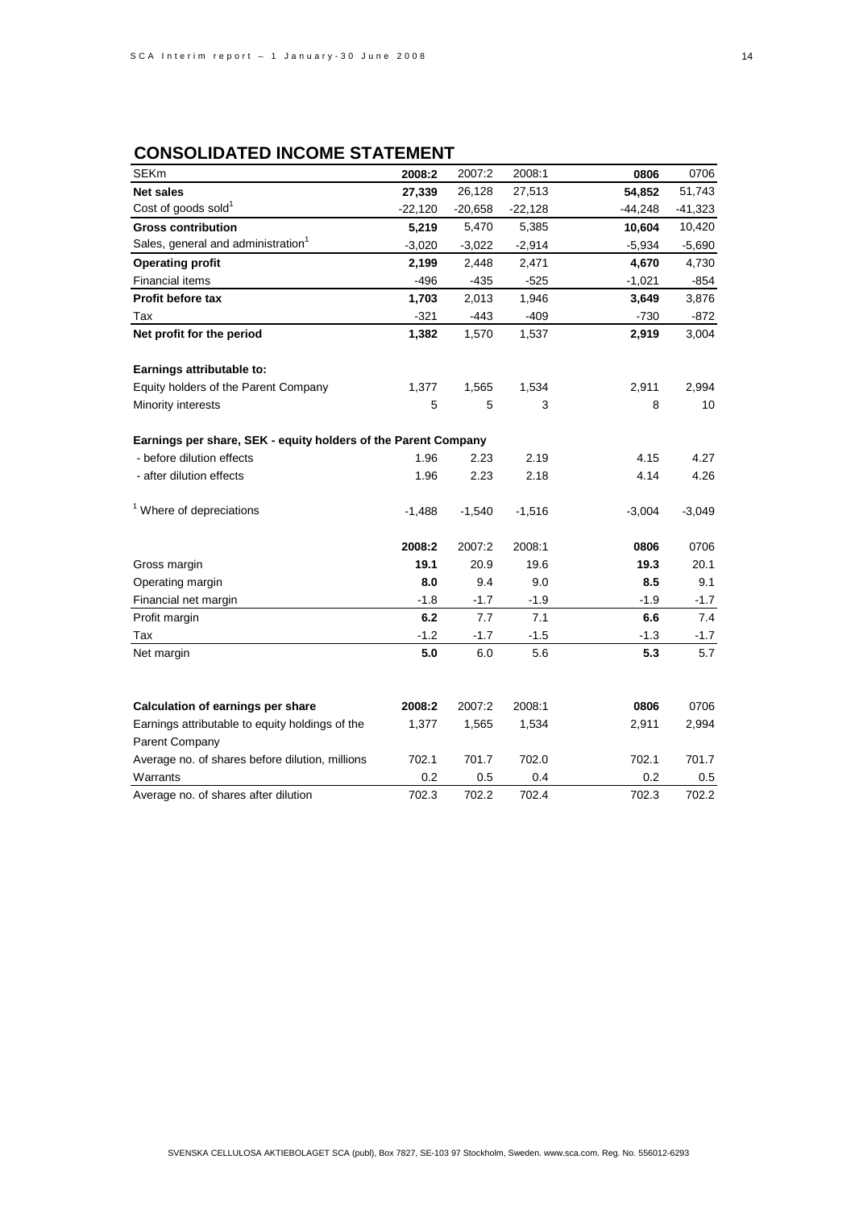## CONSOLIDATED INCOME STATEMENT

| SEKm | 2008:2 | 2007:2 | 2008:1 | 0806 | 0706 |
|---|---|---|---|---|---|
| **Net sales** | **27,339** | 26,128 | 27,513 | **54,852** | 51,743 |
| Cost of goods sold[1] | -22,120 | -20,658 | -22,128 | -44,248 | -41,323 |
| **Gross contribution** | **5,219** | 5,470 | 5,385 | **10,604** | 10,420 |
| Sales, general and administration[1] | -3,020 | -3,022 | -2,914 | -5,934 | -5,690 |
| **Operating profit** | **2,199** | 2,448 | 2,471 | **4,670** | 4,730 |
| Financial items | -496 | -435 | -525 | -1,021 | -854 |
| **Profit before tax** | **1,703** | 2,013 | 1,946 | **3,649** | 3,876 |
| Tax | -321 | -443 | -409 | -730 | -872 |
| **Net profit for the period** | **1,382** | 1,570 | 1,537 | **2,919** | 3,004 |
| | | | | | |
| **Earnings attributable to:** | | | | | |
| Equity holders of the Parent Company | 1,377 | 1,565 | 1,534 | 2,911 | 2,994 |
| Minority interests | 5 | 5 | 3 | 8 | 10 |
| | | | | | |
| **Earnings per share, SEK - equity holders of the Parent Company** | | | | | |
| - before dilution effects | 1.96 | 2.23 | 2.19 | 4.15 | 4.27 |
| - after dilution effects | 1.96 | 2.23 | 2.18 | 4.14 | 4.26 |
| | | | | | |
| [1] Where of depreciations | -1,488 | -1,540 | -1,516 | -3,004 | -3,049 |

| | 2008:2 | 2007:2 | 2008:1 | 0806 | 0706 |
|---|---|---|---|---|---|
| Gross margin | **19.1** | 20.9 | 19.6 | **19.3** | 20.1 |
| Operating margin | **8.0** | 9.4 | 9.0 | **8.5** | 9.1 |
| Financial net margin | -1.8 | -1.7 | -1.9 | -1.9 | -1.7 |
| Profit margin | **6.2** | 7.7 | 7.1 | **6.6** | 7.4 |
| Tax | -1.2 | -1.7 | -1.5 | -1.3 | -1.7 |
| Net margin | **5.0** | 6.0 | 5.6 | **5.3** | 5.7 |

| **Calculation of earnings per share** | 2008:2 | 2007:2 | 2008:1 | 0806 | 0706 |
|---|---|---|---|---|---|
| Earnings attributable to equity holdings of the Parent Company | 1,377 | 1,565 | 1,534 | 2,911 | 2,994 |
| Average no. of shares before dilution, millions | 702.1 | 701.7 | 702.0 | 702.1 | 701.7 |
| Warrants | 0.2 | 0.5 | 0.4 | 0.2 | 0.5 |
| Average no. of shares after dilution | 702.3 | 702.2 | 702.4 | 702.3 | 702.2 |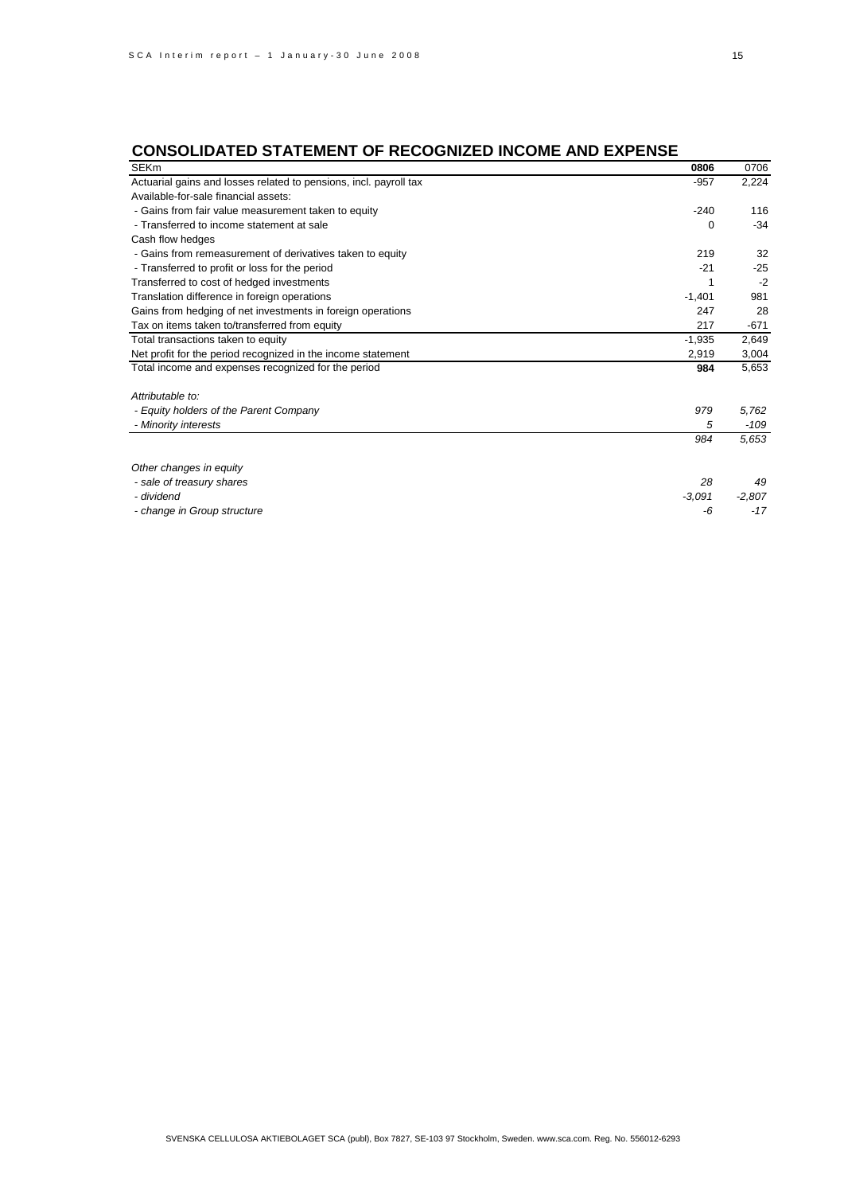## CONSOLIDATED STATEMENT OF RECOGNIZED INCOME AND EXPENSE

| SEKm | **0806** | 0706 |
|---|---|---|
| Actuarial gains and losses related to pensions, incl. payroll tax | -957 | 2,224 |
| Available-for-sale financial assets: | | |
| - Gains from fair value measurement taken to equity | -240 | 116 |
| - Transferred to income statement at sale | 0 | -34 |
| Cash flow hedges | | |
| - Gains from remeasurement of derivatives taken to equity | 219 | 32 |
| - Transferred to profit or loss for the period | -21 | -25 |
| Transferred to cost of hedged investments | 1 | -2 |
| Translation difference in foreign operations | -1,401 | 981 |
| Gains from hedging of net investments in foreign operations | 247 | 28 |
| Tax on items taken to/transferred from equity | 217 | -671 |
| Total transactions taken to equity | -1,935 | 2,649 |
| Net profit for the period recognized in the income statement | 2,919 | 3,004 |
| Total income and expenses recognized for the period | **984** | 5,653 |
| | | |
| *Attributable to:* | | |
| *- Equity holders of the Parent Company* | *979* | *5,762* |
| *- Minority interests* | *5* | *-109* |
| | *984* | *5,653* |
| | | |
| *Other changes in equity* | | |
| *- sale of treasury shares* | *28* | *49* |
| *- dividend* | *-3,091* | *-2,807* |
| *- change in Group structure* | *-6* | *-17* |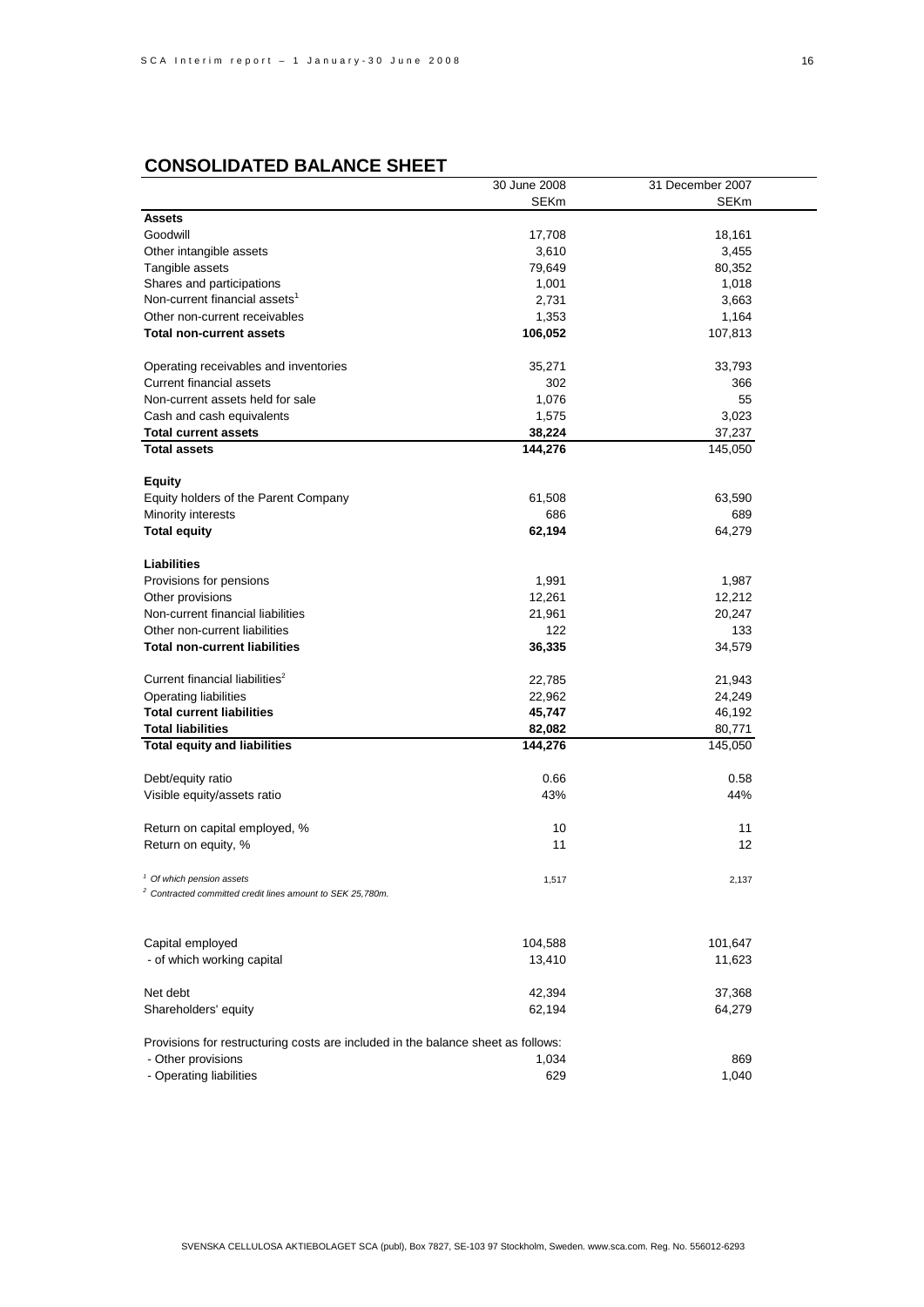## CONSOLIDATED BALANCE SHEET

| | 30 June 2008 | 31 December 2007 |
|---|---|---|
| | SEKm | SEKm |
| **Assets** | | |
| Goodwill | 17,708 | 18,161 |
| Other intangible assets | 3,610 | 3,455 |
| Tangible assets | 79,649 | 80,352 |
| Shares and participations | 1,001 | 1,018 |
| Non-current financial assets[1] | 2,731 | 3,663 |
| Other non-current receivables | 1,353 | 1,164 |
| **Total non-current assets** | **106,052** | 107,813 |
| | | |
| Operating receivables and inventories | 35,271 | 33,793 |
| Current financial assets | 302 | 366 |
| Non-current assets held for sale | 1,076 | 55 |
| Cash and cash equivalents | 1,575 | 3,023 |
| **Total current assets** | **38,224** | 37,237 |
| **Total assets** | **144,276** | 145,050 |
| | | |
| **Equity** | | |
| Equity holders of the Parent Company | 61,508 | 63,590 |
| Minority interests | 686 | 689 |
| **Total equity** | **62,194** | 64,279 |
| | | |
| **Liabilities** | | |
| Provisions for pensions | 1,991 | 1,987 |
| Other provisions | 12,261 | 12,212 |
| Non-current financial liabilities | 21,961 | 20,247 |
| Other non-current liabilities | 122 | 133 |
| **Total non-current liabilities** | **36,335** | 34,579 |
| | | |
| Current financial liabilities[2] | 22,785 | 21,943 |
| Operating liabilities | 22,962 | 24,249 |
| **Total current liabilities** | **45,747** | 46,192 |
| **Total liabilities** | **82,082** | 80,771 |
| **Total equity and liabilities** | **144,276** | 145,050 |
| | | |
| Debt/equity ratio | 0.66 | 0.58 |
| Visible equity/assets ratio | 43% | 44% |
| | | |
| Return on capital employed, % | 10 | 11 |
| Return on equity, % | 11 | 12 |
| | | |
| *[1] Of which pension assets* | 1,517 | 2,137 |
| *[2] Contracted committed credit lines amount to SEK 25,780m.* | | |
| | | |
| Capital employed | 104,588 | 101,647 |
| - of which working capital | 13,410 | 11,623 |
| | | |
| Net debt | 42,394 | 37,368 |
| Shareholders' equity | 62,194 | 64,279 |
| | | |
| Provisions for restructuring costs are included in the balance sheet as follows: | | |
| - Other provisions | 1,034 | 869 |
| - Operating liabilities | 629 | 1,040 |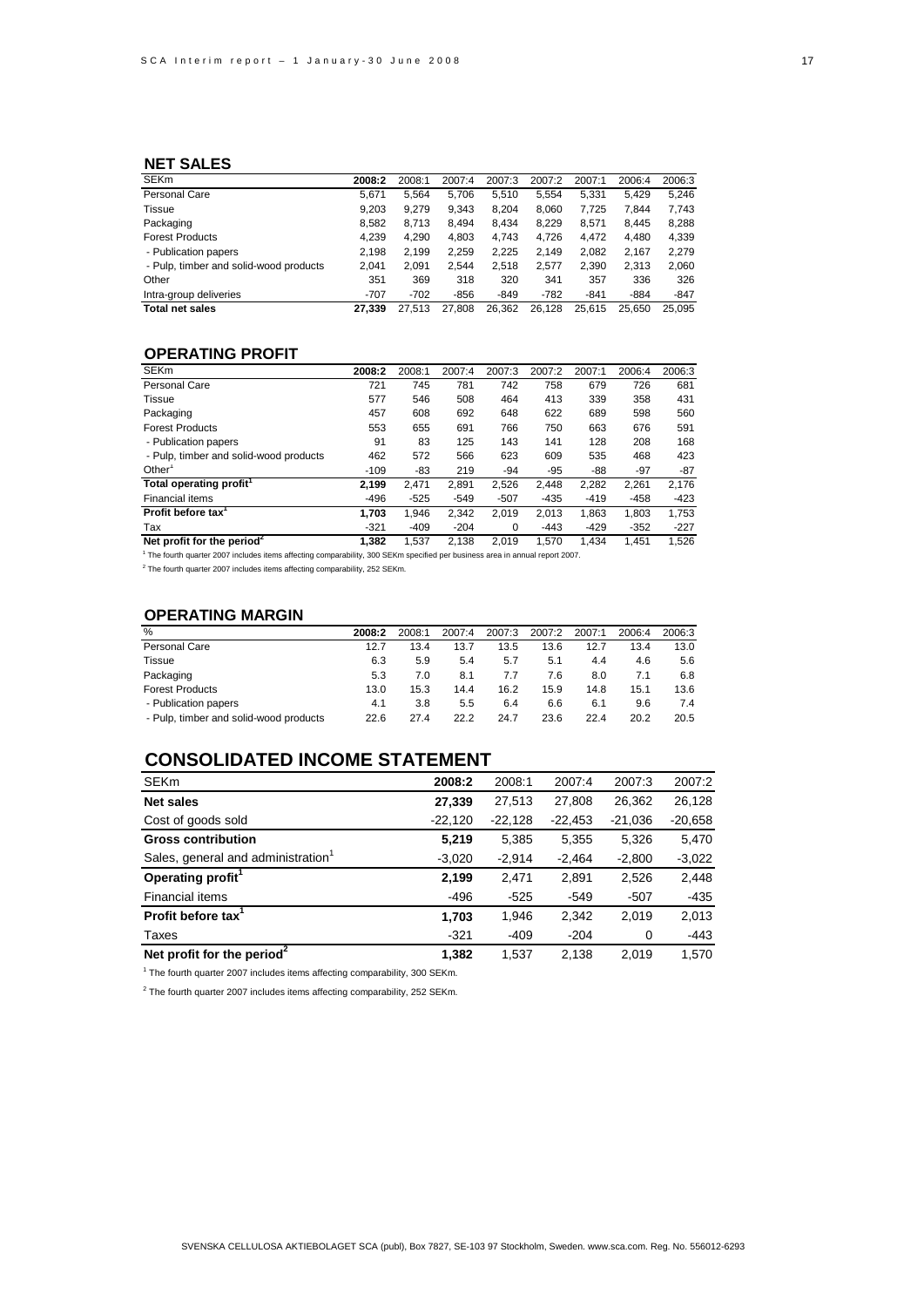## NET SALES

| SEKm | 2008:2 | 2008:1 | 2007:4 | 2007:3 | 2007:2 | 2007:1 | 2006:4 | 2006:3 |
|---|---|---|---|---|---|---|---|---|
| Personal Care | 5,671 | 5,564 | 5,706 | 5,510 | 5,554 | 5,331 | 5,429 | 5,246 |
| Tissue | 9,203 | 9,279 | 9,343 | 8,204 | 8,060 | 7,725 | 7,844 | 7,743 |
| Packaging | 8,582 | 8,713 | 8,494 | 8,434 | 8,229 | 8,571 | 8,445 | 8,288 |
| Forest Products | 4,239 | 4,290 | 4,803 | 4,743 | 4,726 | 4,472 | 4,480 | 4,339 |
| - Publication papers | 2,198 | 2,199 | 2,259 | 2,225 | 2,149 | 2,082 | 2,167 | 2,279 |
| - Pulp, timber and solid-wood products | 2,041 | 2,091 | 2,544 | 2,518 | 2,577 | 2,390 | 2,313 | 2,060 |
| Other | 351 | 369 | 318 | 320 | 341 | 357 | 336 | 326 |
| Intra-group deliveries | -707 | -702 | -856 | -849 | -782 | -841 | -884 | -847 |
| **Total net sales** | **27,339** | 27,513 | 27,808 | 26,362 | 26,128 | 25,615 | 25,650 | 25,095 |

## OPERATING PROFIT

| SEKm | 2008:2 | 2008:1 | 2007:4 | 2007:3 | 2007:2 | 2007:1 | 2006:4 | 2006:3 |
|---|---|---|---|---|---|---|---|---|
| Personal Care | 721 | 745 | 781 | 742 | 758 | 679 | 726 | 681 |
| Tissue | 577 | 546 | 508 | 464 | 413 | 339 | 358 | 431 |
| Packaging | 457 | 608 | 692 | 648 | 622 | 689 | 598 | 560 |
| Forest Products | 553 | 655 | 691 | 766 | 750 | 663 | 676 | 591 |
| - Publication papers | 91 | 83 | 125 | 143 | 141 | 128 | 208 | 168 |
| - Pulp, timber and solid-wood products | 462 | 572 | 566 | 623 | 609 | 535 | 468 | 423 |
| Other[1] | -109 | -83 | 219 | -94 | -95 | -88 | -97 | -87 |
| **Total operating profit[1]** | **2,199** | 2,471 | 2,891 | 2,526 | 2,448 | 2,282 | 2,261 | 2,176 |
| Financial items | -496 | -525 | -549 | -507 | -435 | -419 | -458 | -423 |
| **Profit before tax[1]** | **1,703** | 1,946 | 2,342 | 2,019 | 2,013 | 1,863 | 1,803 | 1,753 |
| Tax | -321 | -409 | -204 | 0 | -443 | -429 | -352 | -227 |
| **Net profit for the period[2]** | **1,382** | 1,537 | 2,138 | 2,019 | 1,570 | 1,434 | 1,451 | 1,526 |

[1] The fourth quarter 2007 includes items affecting comparability, 300 SEKm specified per business area in annual report 2007.

[2] The fourth quarter 2007 includes items affecting comparability, 252 SEKm.

## OPERATING MARGIN

| % | 2008:2 | 2008:1 | 2007:4 | 2007:3 | 2007:2 | 2007:1 | 2006:4 | 2006:3 |
|---|---|---|---|---|---|---|---|---|
| Personal Care | 12.7 | 13.4 | 13.7 | 13.5 | 13.6 | 12.7 | 13.4 | 13.0 |
| Tissue | 6.3 | 5.9 | 5.4 | 5.7 | 5.1 | 4.4 | 4.6 | 5.6 |
| Packaging | 5.3 | 7.0 | 8.1 | 7.7 | 7.6 | 8.0 | 7.1 | 6.8 |
| Forest Products | 13.0 | 15.3 | 14.4 | 16.2 | 15.9 | 14.8 | 15.1 | 13.6 |
| - Publication papers | 4.1 | 3.8 | 5.5 | 6.4 | 6.6 | 6.1 | 9.6 | 7.4 |
| - Pulp, timber and solid-wood products | 22.6 | 27.4 | 22.2 | 24.7 | 23.6 | 22.4 | 20.2 | 20.5 |

## CONSOLIDATED INCOME STATEMENT

| SEKm | 2008:2 | 2008:1 | 2007:4 | 2007:3 | 2007:2 |
|---|---|---|---|---|---|
| **Net sales** | **27,339** | 27,513 | 27,808 | 26,362 | 26,128 |
| Cost of goods sold | -22,120 | -22,128 | -22,453 | -21,036 | -20,658 |
| **Gross contribution** | **5,219** | 5,385 | 5,355 | 5,326 | 5,470 |
| Sales, general and administration[1] | -3,020 | -2,914 | -2,464 | -2,800 | -3,022 |
| **Operating profit[1]** | **2,199** | 2,471 | 2,891 | 2,526 | 2,448 |
| Financial items | -496 | -525 | -549 | -507 | -435 |
| **Profit before tax[1]** | **1,703** | 1,946 | 2,342 | 2,019 | 2,013 |
| Taxes | -321 | -409 | -204 | 0 | -443 |
| **Net profit for the period[2]** | **1,382** | 1,537 | 2,138 | 2,019 | 1,570 |

[1] The fourth quarter 2007 includes items affecting comparability, 300 SEKm.

[2] The fourth quarter 2007 includes items affecting comparability, 252 SEKm.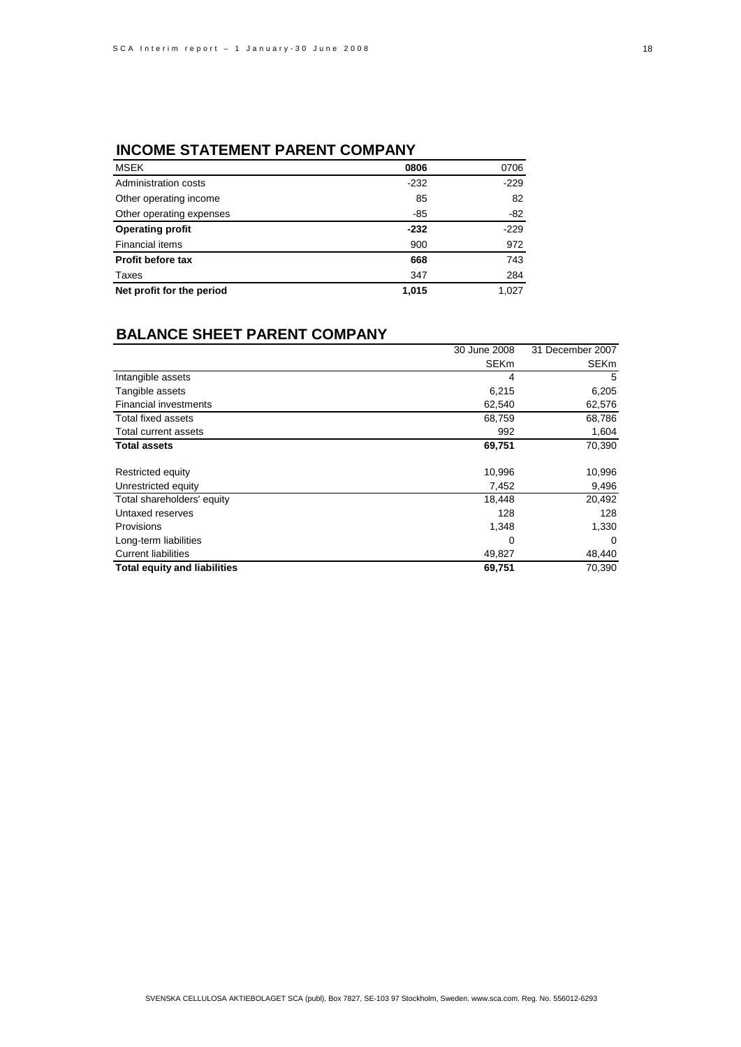## INCOME STATEMENT PARENT COMPANY

| MSEK | **0806** | 0706 |
| --- | --- | --- |
| Administration costs | -232 | -229 |
| Other operating income | 85 | 82 |
| Other operating expenses | -85 | -82 |
| **Operating profit** | **-232** | -229 |
| Financial items | 900 | 972 |
| **Profit before tax** | **668** | 743 |
| Taxes | 347 | 284 |
| **Net profit for the period** | **1,015** | 1,027 |

## BALANCE SHEET PARENT COMPANY

| | 30 June 2008 | 31 December 2007 |
| --- | --- | --- |
| | SEKm | SEKm |
| Intangible assets | 4 | 5 |
| Tangible assets | 6,215 | 6,205 |
| Financial investments | 62,540 | 62,576 |
| Total fixed assets | 68,759 | 68,786 |
| Total current assets | 992 | 1,604 |
| **Total assets** | **69,751** | 70,390 |
| | | |
| Restricted equity | 10,996 | 10,996 |
| Unrestricted equity | 7,452 | 9,496 |
| Total shareholders' equity | 18,448 | 20,492 |
| Untaxed reserves | 128 | 128 |
| Provisions | 1,348 | 1,330 |
| Long-term liabilities | 0 | 0 |
| Current liabilities | 49,827 | 48,440 |
| **Total equity and liabilities** | **69,751** | 70,390 |

SVENSKA CELLULOSA AKTIEBOLAGET SCA (publ), Box 7827, SE-103 97 Stockholm, Sweden. www.sca.com. Reg. No. 556012-6293